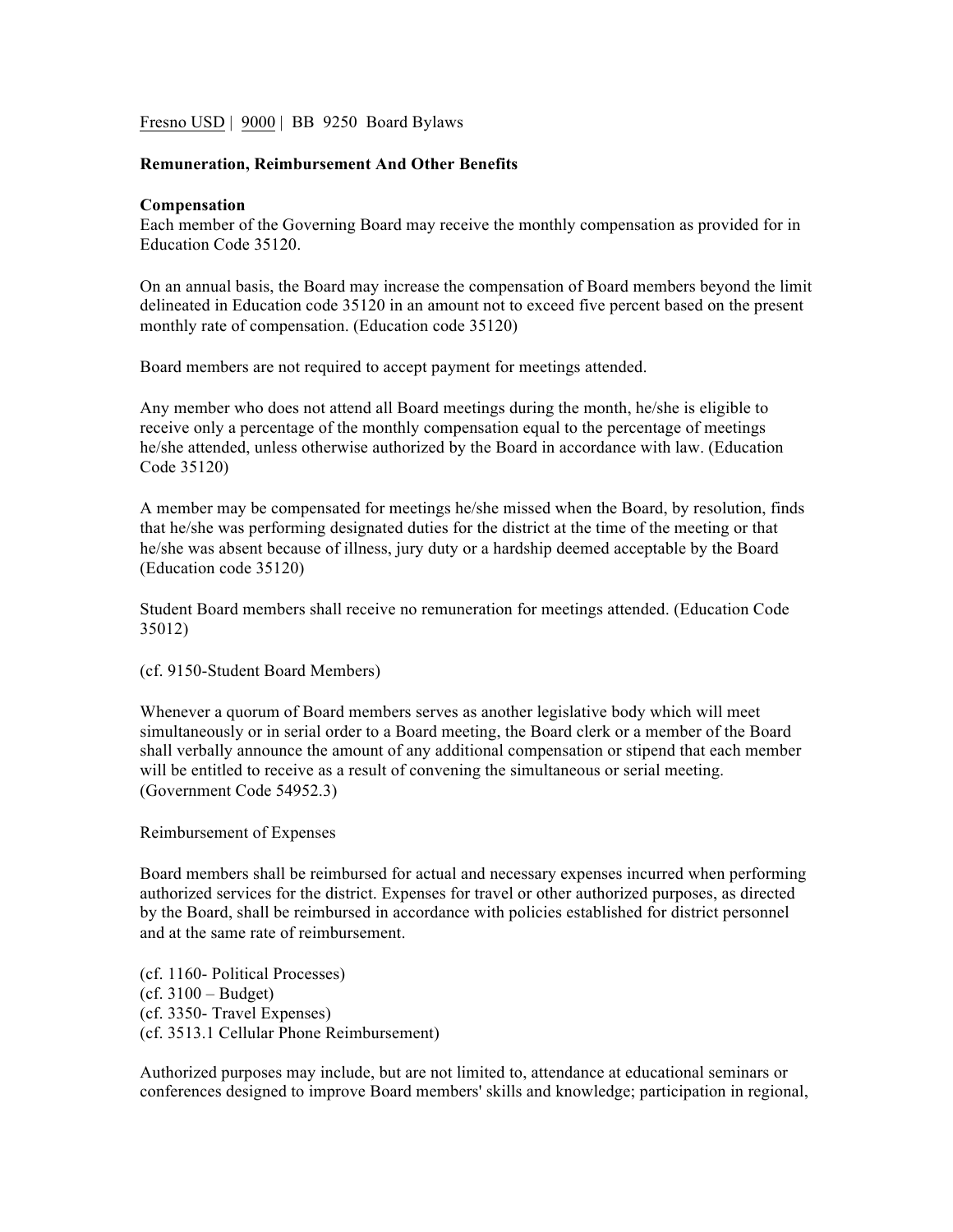Fresno USD | 9000 | BB 9250 Board Bylaws

**Remuneration, Reimbursement And Other Benefits**

**Compensation**

Each member of the Governing Board may receive the monthly compensation as provided for in Education Code 35120.

On an annual basis, the Board may increase the compensation of Board members beyond the limit delineated in Education code 35120 in an amount not to exceed five percent based on the present monthly rate of compensation. (Education code 35120)

Board members are not required to accept payment for meetings attended.

Any member who does not attend all Board meetings during the month, he/she is eligible to receive only a percentage of the monthly compensation equal to the percentage of meetings he/she attended, unless otherwise authorized by the Board in accordance with law. (Education Code 35120)

A member may be compensated for meetings he/she missed when the Board, by resolution, finds that he/she was performing designated duties for the district at the time of the meeting or that he/she was absent because of illness, jury duty or a hardship deemed acceptable by the Board (Education code 35120)

Student Board members shall receive no remuneration for meetings attended. (Education Code 35012)

(cf. 9150-Student Board Members)

Whenever a quorum of Board members serves as another legislative body which will meet simultaneously or in serial order to a Board meeting, the Board clerk or a member of the Board shall verbally announce the amount of any additional compensation or stipend that each member will be entitled to receive as a result of convening the simultaneous or serial meeting. (Government Code 54952.3)

Reimbursement of Expenses

Board members shall be reimbursed for actual and necessary expenses incurred when performing authorized services for the district. Expenses for travel or other authorized purposes, as directed by the Board, shall be reimbursed in accordance with policies established for district personnel and at the same rate of reimbursement.

(cf. 1160- Political Processes)
(cf. 3100 – Budget)
(cf. 3350- Travel Expenses)
(cf. 3513.1 Cellular Phone Reimbursement)

Authorized purposes may include, but are not limited to, attendance at educational seminars or conferences designed to improve Board members' skills and knowledge; participation in regional,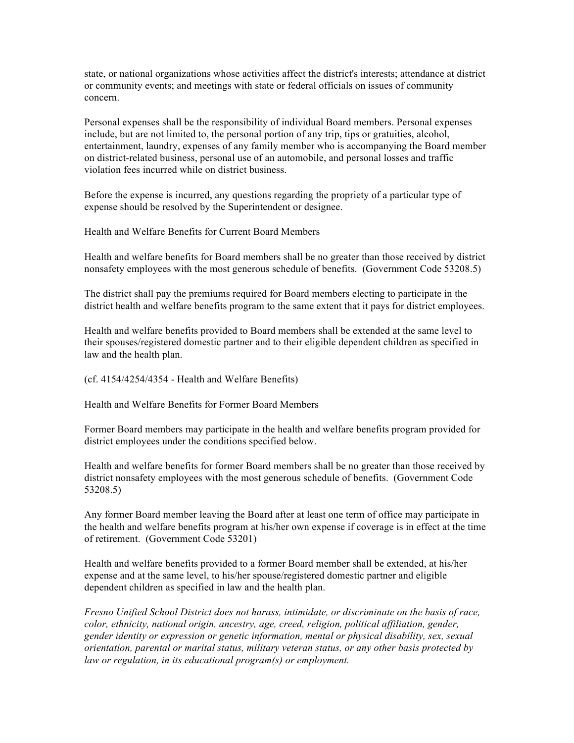state, or national organizations whose activities affect the district's interests; attendance at district or community events; and meetings with state or federal officials on issues of community concern.

Personal expenses shall be the responsibility of individual Board members. Personal expenses include, but are not limited to, the personal portion of any trip, tips or gratuities, alcohol, entertainment, laundry, expenses of any family member who is accompanying the Board member on district-related business, personal use of an automobile, and personal losses and traffic violation fees incurred while on district business.

Before the expense is incurred, any questions regarding the propriety of a particular type of expense should be resolved by the Superintendent or designee.

## Health and Welfare Benefits for Current Board Members

Health and welfare benefits for Board members shall be no greater than those received by district nonsafety employees with the most generous schedule of benefits. (Government Code 53208.5)

The district shall pay the premiums required for Board members electing to participate in the district health and welfare benefits program to the same extent that it pays for district employees.

Health and welfare benefits provided to Board members shall be extended at the same level to their spouses/registered domestic partner and to their eligible dependent children as specified in law and the health plan.

(cf. 4154/4254/4354 - Health and Welfare Benefits)

## Health and Welfare Benefits for Former Board Members

Former Board members may participate in the health and welfare benefits program provided for district employees under the conditions specified below.

Health and welfare benefits for former Board members shall be no greater than those received by district nonsafety employees with the most generous schedule of benefits. (Government Code 53208.5)

Any former Board member leaving the Board after at least one term of office may participate in the health and welfare benefits program at his/her own expense if coverage is in effect at the time of retirement. (Government Code 53201)

Health and welfare benefits provided to a former Board member shall be extended, at his/her expense and at the same level, to his/her spouse/registered domestic partner and eligible dependent children as specified in law and the health plan.

*Fresno Unified School District does not harass, intimidate, or discriminate on the basis of race, color, ethnicity, national origin, ancestry, age, creed, religion, political affiliation, gender, gender identity or expression or genetic information, mental or physical disability, sex, sexual orientation, parental or marital status, military veteran status, or any other basis protected by law or regulation, in its educational program(s) or employment.*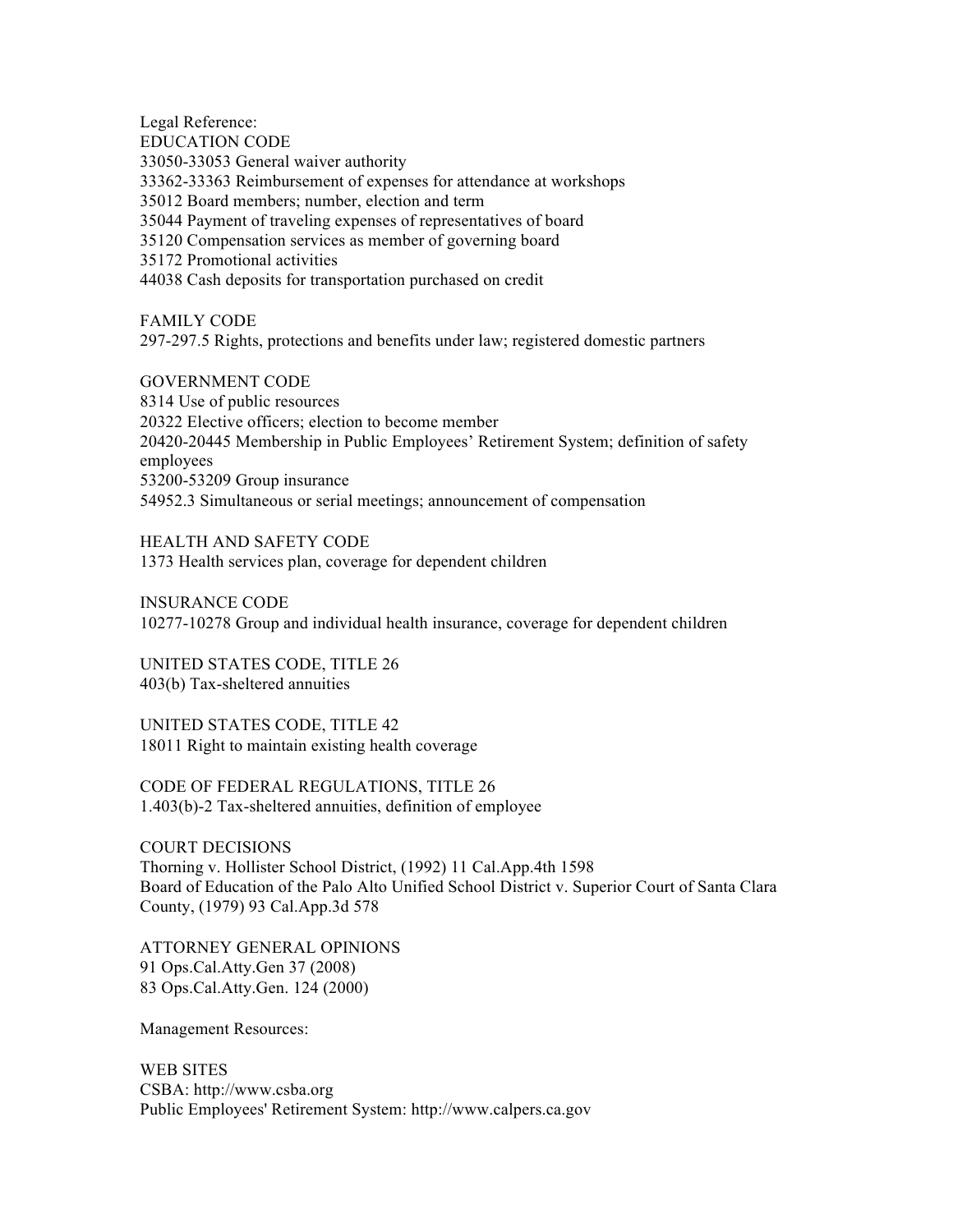Legal Reference:

EDUCATION CODE

33050-33053 General waiver authority

33362-33363 Reimbursement of expenses for attendance at workshops

35012 Board members; number, election and term

35044 Payment of traveling expenses of representatives of board

35120 Compensation services as member of governing board

35172 Promotional activities

44038 Cash deposits for transportation purchased on credit

FAMILY CODE

297-297.5 Rights, protections and benefits under law; registered domestic partners

GOVERNMENT CODE

8314 Use of public resources

20322 Elective officers; election to become member

20420-20445 Membership in Public Employees' Retirement System; definition of safety employees

53200-53209 Group insurance

54952.3 Simultaneous or serial meetings; announcement of compensation

HEALTH AND SAFETY CODE

1373 Health services plan, coverage for dependent children

INSURANCE CODE

10277-10278 Group and individual health insurance, coverage for dependent children

UNITED STATES CODE, TITLE 26

403(b) Tax-sheltered annuities

UNITED STATES CODE, TITLE 42

18011 Right to maintain existing health coverage

CODE OF FEDERAL REGULATIONS, TITLE 26

1.403(b)-2 Tax-sheltered annuities, definition of employee

COURT DECISIONS

Thorning v. Hollister School District, (1992) 11 Cal.App.4th 1598

Board of Education of the Palo Alto Unified School District v. Superior Court of Santa Clara County, (1979) 93 Cal.App.3d 578

ATTORNEY GENERAL OPINIONS

91 Ops.Cal.Atty.Gen 37 (2008)

83 Ops.Cal.Atty.Gen. 124 (2000)

Management Resources:

WEB SITES

CSBA: http://www.csba.org

Public Employees' Retirement System: http://www.calpers.ca.gov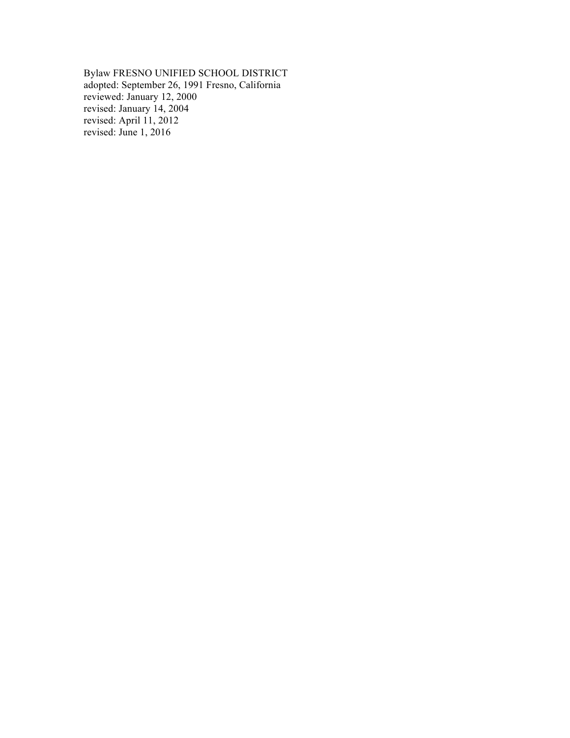Bylaw FRESNO UNIFIED SCHOOL DISTRICT
adopted: September 26, 1991 Fresno, California
reviewed: January 12, 2000
revised: January 14, 2004
revised: April 11, 2012
revised: June 1, 2016